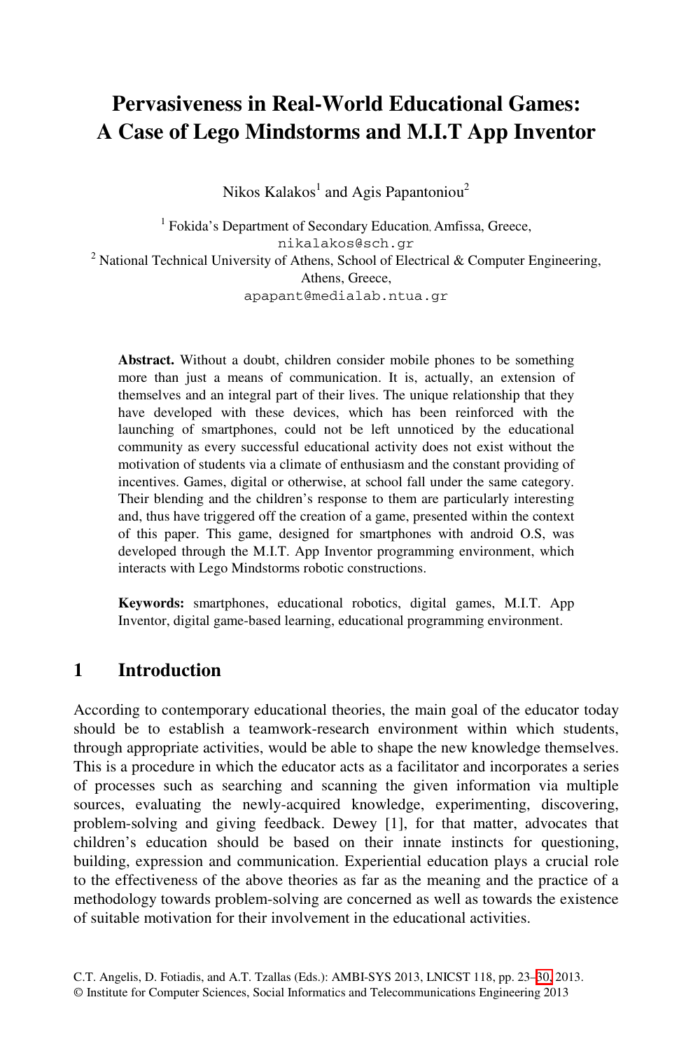# Pervasiveness in Real-World Educational Games: A Case of Lego Mindstorms and M.I.T App Inventor

Nikos Kalakos[1] and Agis Papantoniou[2]

[1] Fokida's Department of Secondary Education, Amfissa, Greece,
nikalakos@sch.gr

[2] National Technical University of Athens, School of Electrical & Computer Engineering, Athens, Greece,
apapant@medialab.ntua.gr

**Abstract.** Without a doubt, children consider mobile phones to be something more than just a means of communication. It is, actually, an extension of themselves and an integral part of their lives. The unique relationship that they have developed with these devices, which has been reinforced with the launching of smartphones, could not be left unnoticed by the educational community as every successful educational activity does not exist without the motivation of students via a climate of enthusiasm and the constant providing of incentives. Games, digital or otherwise, at school fall under the same category. Their blending and the children's response to them are particularly interesting and, thus have triggered off the creation of a game, presented within the context of this paper. This game, designed for smartphones with android O.S, was developed through the M.I.T. App Inventor programming environment, which interacts with Lego Mindstorms robotic constructions.

**Keywords:** smartphones, educational robotics, digital games, M.I.T. App Inventor, digital game-based learning, educational programming environment.

## 1 Introduction

According to contemporary educational theories, the main goal of the educator today should be to establish a teamwork-research environment within which students, through appropriate activities, would be able to shape the new knowledge themselves. This is a procedure in which the educator acts as a facilitator and incorporates a series of processes such as searching and scanning the given information via multiple sources, evaluating the newly-acquired knowledge, experimenting, discovering, problem-solving and giving feedback. Dewey [1], for that matter, advocates that children's education should be based on their innate instincts for questioning, building, expression and communication. Experiential education plays a crucial role to the effectiveness of the above theories as far as the meaning and the practice of a methodology towards problem-solving are concerned as well as towards the existence of suitable motivation for their involvement in the educational activities.

C.T. Angelis, D. Fotiadis, and A.T. Tzallas (Eds.): AMBI-SYS 2013, LNICST 118, pp. 23–30, 2013.
© Institute for Computer Sciences, Social Informatics and Telecommunications Engineering 2013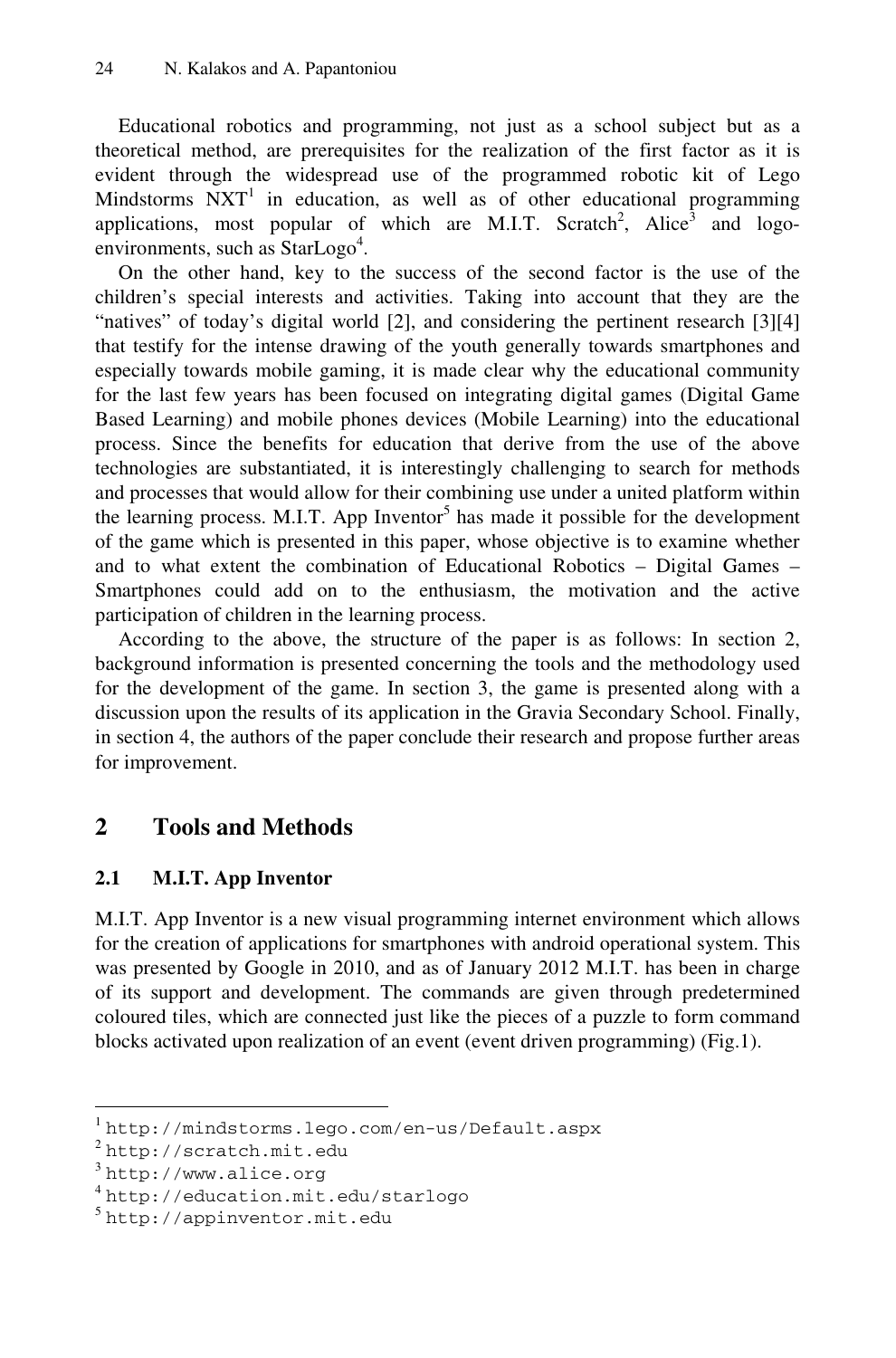Educational robotics and programming, not just as a school subject but as a theoretical method, are prerequisites for the realization of the first factor as it is evident through the widespread use of the programmed robotic kit of Lego Mindstorms NXT[1] in education, as well as of other educational programming applications, most popular of which are M.I.T. Scratch[2], Alice[3] and logo-environments, such as StarLogo[4].

On the other hand, key to the success of the second factor is the use of the children's special interests and activities. Taking into account that they are the "natives" of today's digital world [2], and considering the pertinent research [3][4] that testify for the intense drawing of the youth generally towards smartphones and especially towards mobile gaming, it is made clear why the educational community for the last few years has been focused on integrating digital games (Digital Game Based Learning) and mobile phones devices (Mobile Learning) into the educational process. Since the benefits for education that derive from the use of the above technologies are substantiated, it is interestingly challenging to search for methods and processes that would allow for their combining use under a united platform within the learning process. M.I.T. App Inventor[5] has made it possible for the development of the game which is presented in this paper, whose objective is to examine whether and to what extent the combination of Educational Robotics – Digital Games – Smartphones could add on to the enthusiasm, the motivation and the active participation of children in the learning process.

According to the above, the structure of the paper is as follows: In section 2, background information is presented concerning the tools and the methodology used for the development of the game. In section 3, the game is presented along with a discussion upon the results of its application in the Gravia Secondary School. Finally, in section 4, the authors of the paper conclude their research and propose further areas for improvement.

## 2 Tools and Methods

### 2.1 M.I.T. App Inventor

M.I.T. App Inventor is a new visual programming internet environment which allows for the creation of applications for smartphones with android operational system. This was presented by Google in 2010, and as of January 2012 M.I.T. has been in charge of its support and development. The commands are given through predetermined coloured tiles, which are connected just like the pieces of a puzzle to form command blocks activated upon realization of an event (event driven programming) (Fig.1).

---

[1] http://mindstorms.lego.com/en-us/Default.aspx

[2] http://scratch.mit.edu

[3] http://www.alice.org

[4] http://education.mit.edu/starlogo

[5] http://appinventor.mit.edu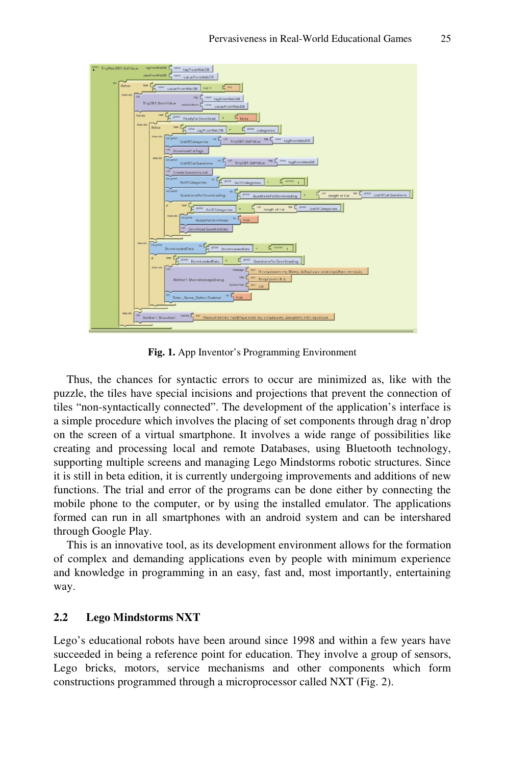Fig. 1. App Inventor's Programming Environment

Thus, the chances for syntactic errors to occur are minimized as, like with the puzzle, the tiles have special incisions and projections that prevent the connection of tiles "non-syntactically connected". The development of the application's interface is a simple procedure which involves the placing of set components through drag n'drop on the screen of a virtual smartphone. It involves a wide range of possibilities like creating and processing local and remote Databases, using Bluetooth technology, supporting multiple screens and managing Lego Mindstorms robotic structures. Since it is still in beta edition, it is currently undergoing improvements and additions of new functions. The trial and error of the programs can be done either by connecting the mobile phone to the computer, or by using the installed emulator. The applications formed can run in all smartphones with an android system and can be intershared through Google Play.

This is an innovative tool, as its development environment allows for the formation of complex and demanding applications even by people with minimum experience and knowledge in programming in an easy, fast and, most importantly, entertaining way.

### 2.2 Lego Mindstorms NXT

Lego's educational robots have been around since 1998 and within a few years have succeeded in being a reference point for education. They involve a group of sensors, Lego bricks, motors, service mechanisms and other components which form constructions programmed through a microprocessor called NXT (Fig. 2).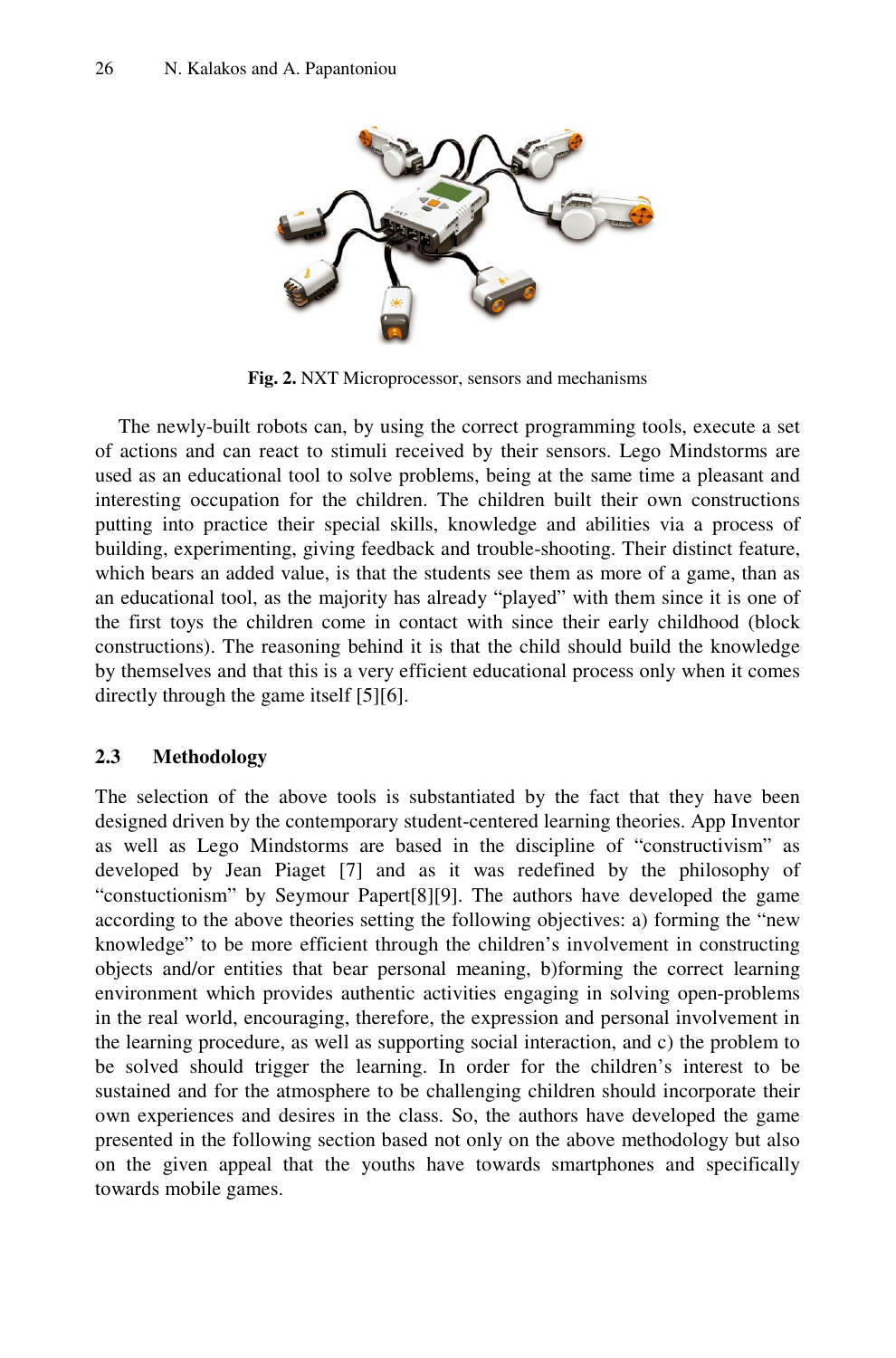**Fig. 2.** NXT Microprocessor, sensors and mechanisms

The newly-built robots can, by using the correct programming tools, execute a set of actions and can react to stimuli received by their sensors. Lego Mindstorms are used as an educational tool to solve problems, being at the same time a pleasant and interesting occupation for the children. The children built their own constructions putting into practice their special skills, knowledge and abilities via a process of building, experimenting, giving feedback and trouble-shooting. Their distinct feature, which bears an added value, is that the students see them as more of a game, than as an educational tool, as the majority has already "played" with them since it is one of the first toys the children come in contact with since their early childhood (block constructions). The reasoning behind it is that the child should build the knowledge by themselves and that this is a very efficient educational process only when it comes directly through the game itself [5][6].

### 2.3 Methodology

The selection of the above tools is substantiated by the fact that they have been designed driven by the contemporary student-centered learning theories. App Inventor as well as Lego Mindstorms are based in the discipline of "constructivism" as developed by Jean Piaget [7] and as it was redefined by the philosophy of "constuctionism" by Seymour Papert[8][9]. The authors have developed the game according to the above theories setting the following objectives: a) forming the "new knowledge" to be more efficient through the children's involvement in constructing objects and/or entities that bear personal meaning, b)forming the correct learning environment which provides authentic activities engaging in solving open-problems in the real world, encouraging, therefore, the expression and personal involvement in the learning procedure, as well as supporting social interaction, and c) the problem to be solved should trigger the learning. In order for the children's interest to be sustained and for the atmosphere to be challenging children should incorporate their own experiences and desires in the class. So, the authors have developed the game presented in the following section based not only on the above methodology but also on the given appeal that the youths have towards smartphones and specifically towards mobile games.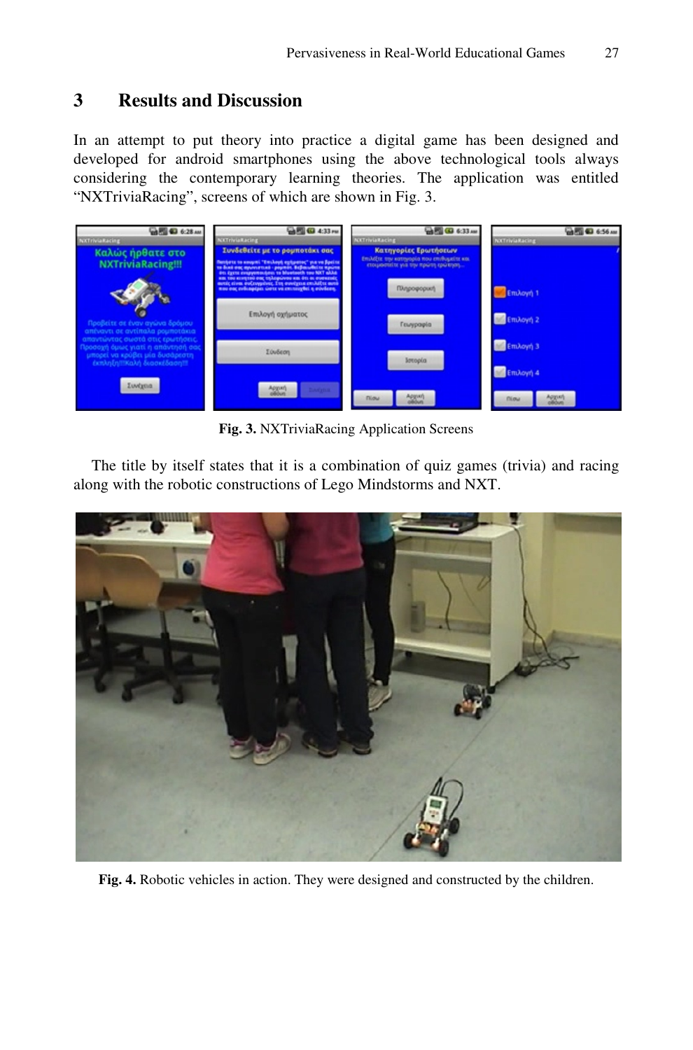## 3 Results and Discussion

In an attempt to put theory into practice a digital game has been designed and developed for android smartphones using the above technological tools always considering the contemporary learning theories. The application was entitled "NXTriviaRacing", screens of which are shown in Fig. 3.

**Fig. 3.** NXTriviaRacing Application Screens

The title by itself states that it is a combination of quiz games (trivia) and racing along with the robotic constructions of Lego Mindstorms and NXT.

**Fig. 4.** Robotic vehicles in action. They were designed and constructed by the children.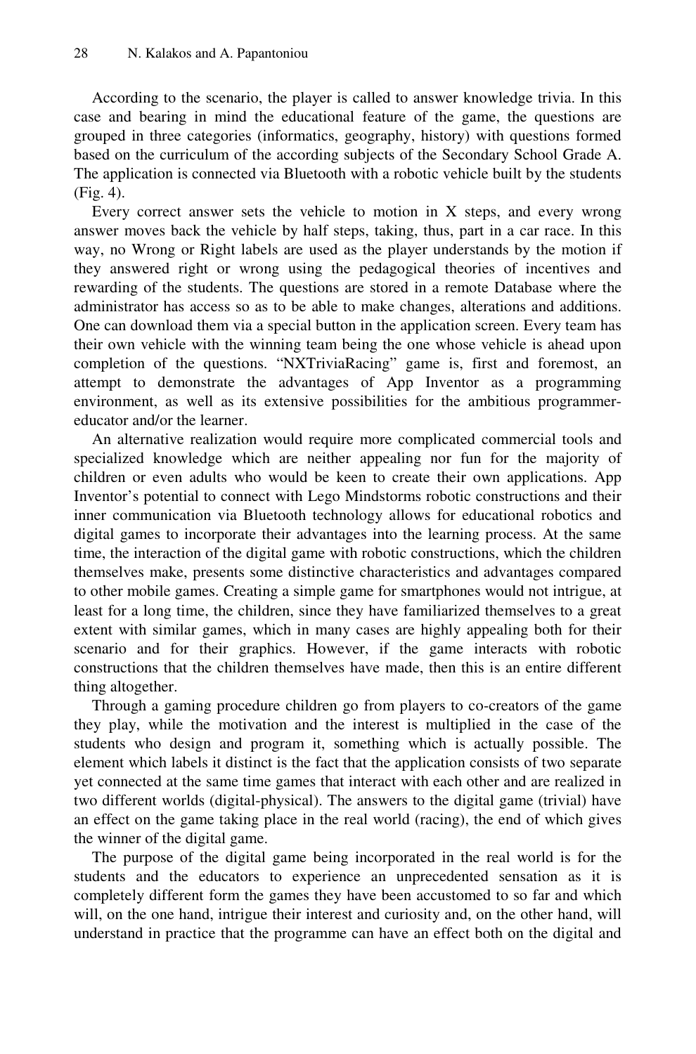According to the scenario, the player is called to answer knowledge trivia. In this case and bearing in mind the educational feature of the game, the questions are grouped in three categories (informatics, geography, history) with questions formed based on the curriculum of the according subjects of the Secondary School Grade A. The application is connected via Bluetooth with a robotic vehicle built by the students (Fig. 4).

Every correct answer sets the vehicle to motion in X steps, and every wrong answer moves back the vehicle by half steps, taking, thus, part in a car race. In this way, no Wrong or Right labels are used as the player understands by the motion if they answered right or wrong using the pedagogical theories of incentives and rewarding of the students. The questions are stored in a remote Database where the administrator has access so as to be able to make changes, alterations and additions. One can download them via a special button in the application screen. Every team has their own vehicle with the winning team being the one whose vehicle is ahead upon completion of the questions. "NXTriviaRacing" game is, first and foremost, an attempt to demonstrate the advantages of App Inventor as a programming environment, as well as its extensive possibilities for the ambitious programmer-educator and/or the learner.

An alternative realization would require more complicated commercial tools and specialized knowledge which are neither appealing nor fun for the majority of children or even adults who would be keen to create their own applications. App Inventor's potential to connect with Lego Mindstorms robotic constructions and their inner communication via Bluetooth technology allows for educational robotics and digital games to incorporate their advantages into the learning process. At the same time, the interaction of the digital game with robotic constructions, which the children themselves make, presents some distinctive characteristics and advantages compared to other mobile games. Creating a simple game for smartphones would not intrigue, at least for a long time, the children, since they have familiarized themselves to a great extent with similar games, which in many cases are highly appealing both for their scenario and for their graphics. However, if the game interacts with robotic constructions that the children themselves have made, then this is an entire different thing altogether.

Through a gaming procedure children go from players to co-creators of the game they play, while the motivation and the interest is multiplied in the case of the students who design and program it, something which is actually possible. The element which labels it distinct is the fact that the application consists of two separate yet connected at the same time games that interact with each other and are realized in two different worlds (digital-physical). The answers to the digital game (trivial) have an effect on the game taking place in the real world (racing), the end of which gives the winner of the digital game.

The purpose of the digital game being incorporated in the real world is for the students and the educators to experience an unprecedented sensation as it is completely different form the games they have been accustomed to so far and which will, on the one hand, intrigue their interest and curiosity and, on the other hand, will understand in practice that the programme can have an effect both on the digital and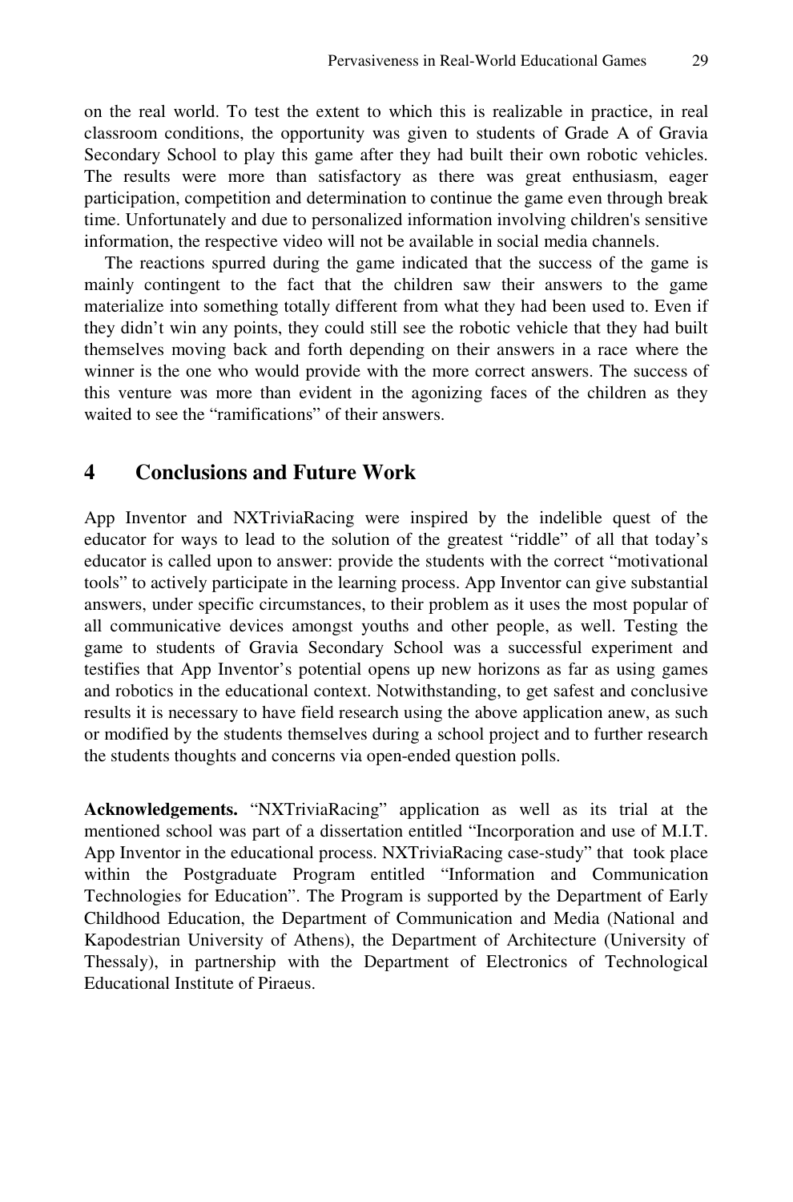on the real world. To test the extent to which this is realizable in practice, in real classroom conditions, the opportunity was given to students of Grade A of Gravia Secondary School to play this game after they had built their own robotic vehicles. The results were more than satisfactory as there was great enthusiasm, eager participation, competition and determination to continue the game even through break time. Unfortunately and due to personalized information involving children's sensitive information, the respective video will not be available in social media channels.

The reactions spurred during the game indicated that the success of the game is mainly contingent to the fact that the children saw their answers to the game materialize into something totally different from what they had been used to. Even if they didn't win any points, they could still see the robotic vehicle that they had built themselves moving back and forth depending on their answers in a race where the winner is the one who would provide with the more correct answers. The success of this venture was more than evident in the agonizing faces of the children as they waited to see the "ramifications" of their answers.

## 4 Conclusions and Future Work

App Inventor and NXTriviaRacing were inspired by the indelible quest of the educator for ways to lead to the solution of the greatest "riddle" of all that today's educator is called upon to answer: provide the students with the correct "motivational tools" to actively participate in the learning process. App Inventor can give substantial answers, under specific circumstances, to their problem as it uses the most popular of all communicative devices amongst youths and other people, as well. Testing the game to students of Gravia Secondary School was a successful experiment and testifies that App Inventor's potential opens up new horizons as far as using games and robotics in the educational context. Notwithstanding, to get safest and conclusive results it is necessary to have field research using the above application anew, as such or modified by the students themselves during a school project and to further research the students thoughts and concerns via open-ended question polls.

**Acknowledgements.** "NXTriviaRacing" application as well as its trial at the mentioned school was part of a dissertation entitled "Incorporation and use of M.I.T. App Inventor in the educational process. NXTriviaRacing case-study" that took place within the Postgraduate Program entitled "Information and Communication Technologies for Education". The Program is supported by the Department of Early Childhood Education, the Department of Communication and Media (National and Kapodestrian University of Athens), the Department of Architecture (University of Thessaly), in partnership with the Department of Electronics of Technological Educational Institute of Piraeus.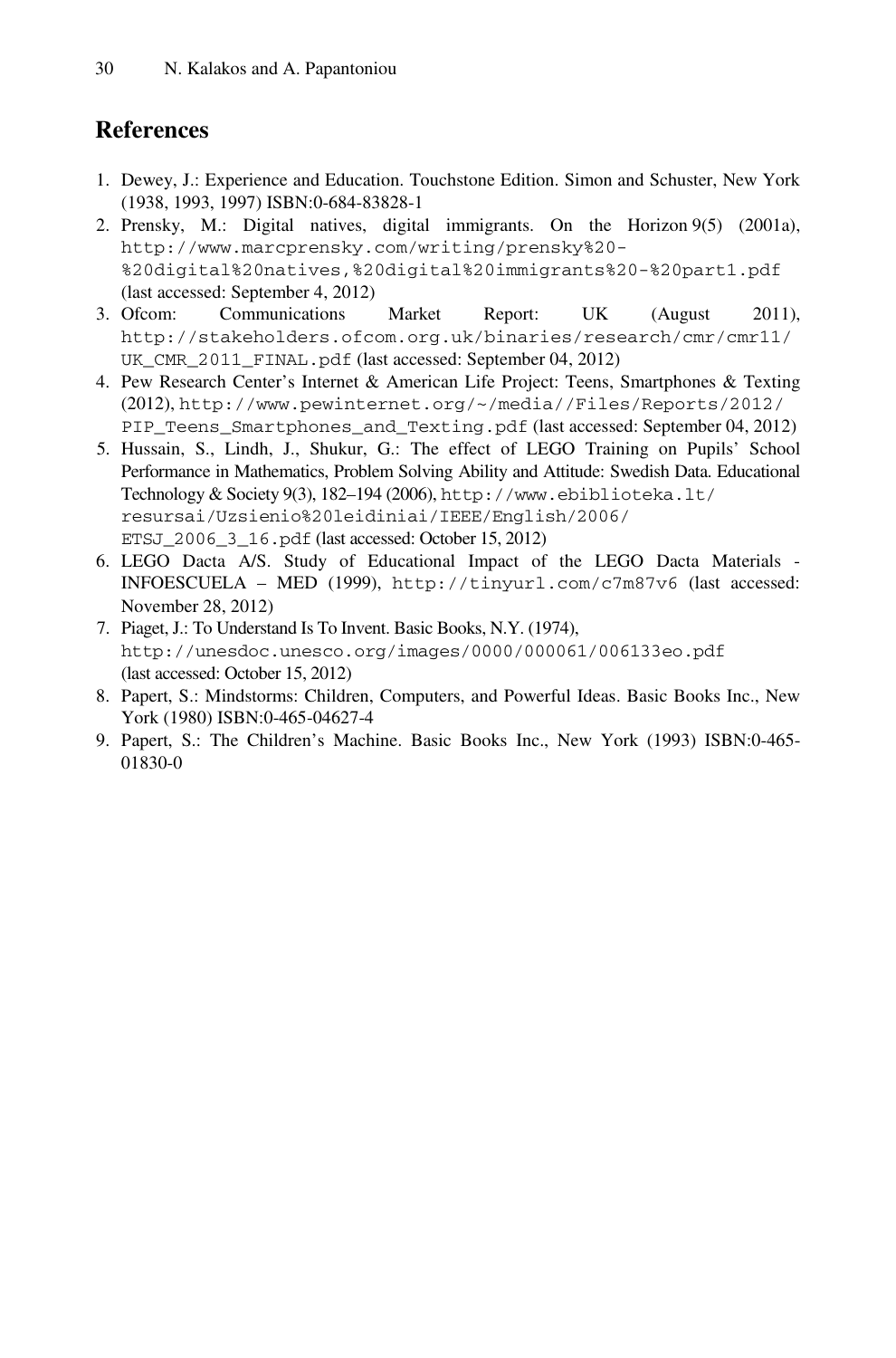## References

1. Dewey, J.: Experience and Education. Touchstone Edition. Simon and Schuster, New York (1938, 1993, 1997) ISBN:0-684-83828-1
2. Prensky, M.: Digital natives, digital immigrants. On the Horizon 9(5) (2001a), http://www.marcprensky.com/writing/prensky%20-%20digital%20natives,%20digital%20immigrants%20-%20part1.pdf (last accessed: September 4, 2012)
3. Ofcom: Communications Market Report: UK (August 2011), http://stakeholders.ofcom.org.uk/binaries/research/cmr/cmr11/UK_CMR_2011_FINAL.pdf (last accessed: September 04, 2012)
4. Pew Research Center's Internet & American Life Project: Teens, Smartphones & Texting (2012), http://www.pewinternet.org/~/media//Files/Reports/2012/PIP_Teens_Smartphones_and_Texting.pdf (last accessed: September 04, 2012)
5. Hussain, S., Lindh, J., Shukur, G.: The effect of LEGO Training on Pupils' School Performance in Mathematics, Problem Solving Ability and Attitude: Swedish Data. Educational Technology & Society 9(3), 182–194 (2006), http://www.ebiblioteka.lt/resursai/Uzsienio%20leidiniai/IEEE/English/2006/ETSJ_2006_3_16.pdf (last accessed: October 15, 2012)
6. LEGO Dacta A/S. Study of Educational Impact of the LEGO Dacta Materials - INFOESCUELA – MED (1999), http://tinyurl.com/c7m87v6 (last accessed: November 28, 2012)
7. Piaget, J.: To Understand Is To Invent. Basic Books, N.Y. (1974), http://unesdoc.unesco.org/images/0000/000061/006133eo.pdf (last accessed: October 15, 2012)
8. Papert, S.: Mindstorms: Children, Computers, and Powerful Ideas. Basic Books Inc., New York (1980) ISBN:0-465-04627-4
9. Papert, S.: The Children's Machine. Basic Books Inc., New York (1993) ISBN:0-465-01830-0